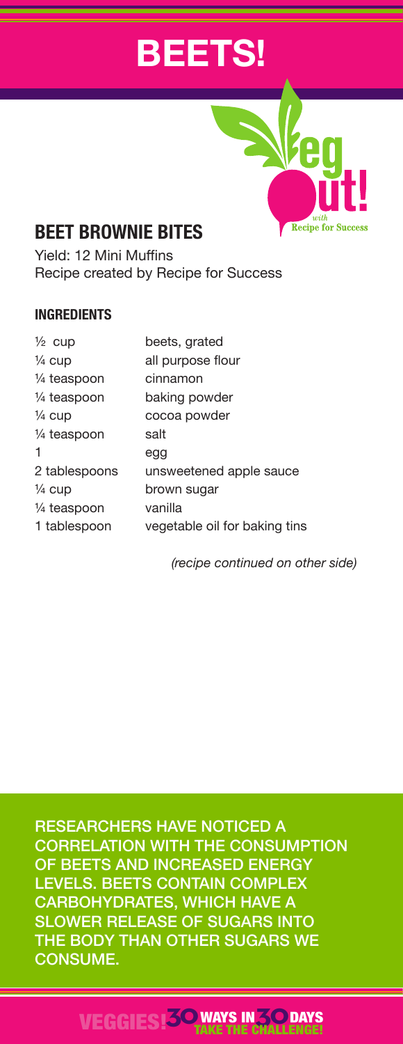# BEETS!

Veg out! with Recipe for Success

## BEET BROWNIE BITES

Yield: 12 Mini Muffins
Recipe created by Recipe for Success

### INGREDIENTS

| | |
|---|---|
| ½ cup | beets, grated |
| ¼ cup | all purpose flour |
| ¼ teaspoon | cinnamon |
| ¼ teaspoon | baking powder |
| ¼ cup | cocoa powder |
| ¼ teaspoon | salt |
| 1 | egg |
| 2 tablespoons | unsweetened apple sauce |
| ¼ cup | brown sugar |
| ¼ teaspoon | vanilla |
| 1 tablespoon | vegetable oil for baking tins |

*(recipe continued on other side)*

RESEARCHERS HAVE NOTICED A CORRELATION WITH THE CONSUMPTION OF BEETS AND INCREASED ENERGY LEVELS. BEETS CONTAIN COMPLEX CARBOHYDRATES, WHICH HAVE A SLOWER RELEASE OF SUGARS INTO THE BODY THAN OTHER SUGARS WE CONSUME.

VEGGIES! 30 WAYS IN 30 DAYS TAKE THE CHALLENGE!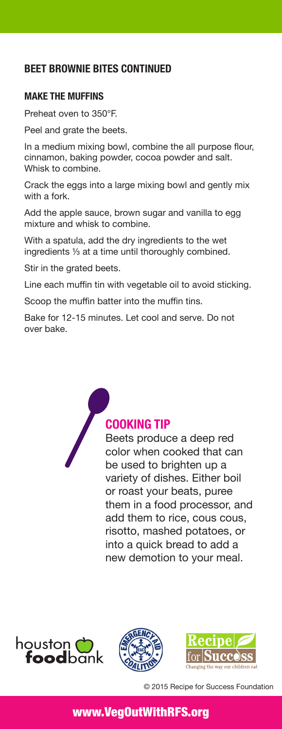## BEET BROWNIE BITES CONTINUED

### MAKE THE MUFFINS

Preheat oven to 350°F.

Peel and grate the beets.

In a medium mixing bowl, combine the all purpose flour, cinnamon, baking powder, cocoa powder and salt. Whisk to combine.

Crack the eggs into a large mixing bowl and gently mix with a fork.

Add the apple sauce, brown sugar and vanilla to egg mixture and whisk to combine.

With a spatula, add the dry ingredients to the wet ingredients ⅓ at a time until thoroughly combined.

Stir in the grated beets.

Line each muffin tin with vegetable oil to avoid sticking.

Scoop the muffin batter into the muffin tins.

Bake for 12-15 minutes. Let cool and serve. Do not over bake.

### COOKING TIP

Beets produce a deep red color when cooked that can be used to brighten up a variety of dishes. Either boil or roast your beats, puree them in a food processor, and add them to rice, cous cous, risotto, mashed potatoes, or into a quick bread to add a new demotion to your meal.

houston foodbank

Emergency Aid Coalition

Recipe for Success — Changing the way our children eat

© 2015 Recipe for Success Foundation

www.VegOutWithRFS.org